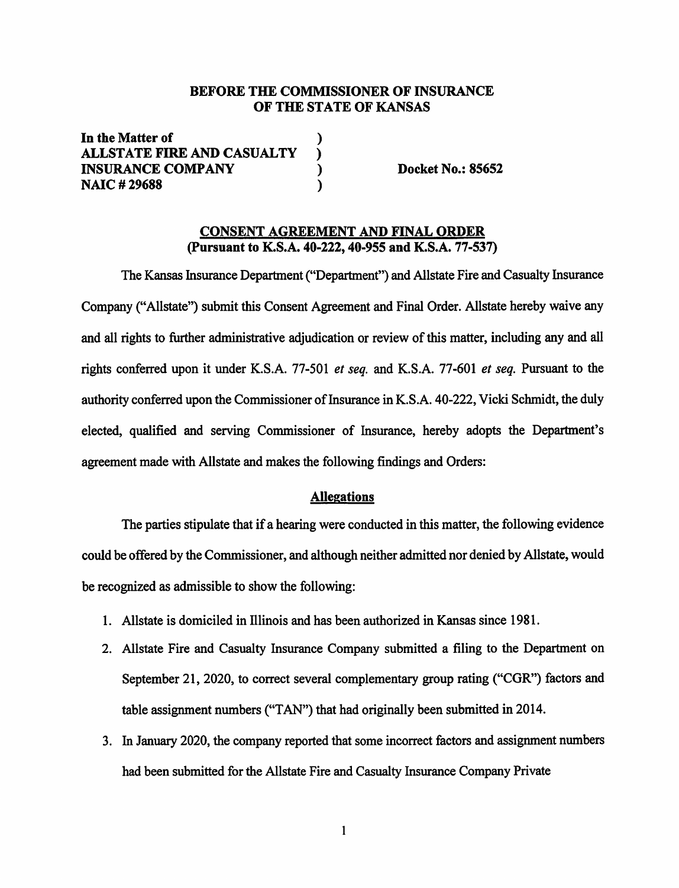**BEFORE THE COMMISSIONER OF INSURANCE**
**OF THE STATE OF KANSAS**

| | | |
|---|---|---|
| **In the Matter of** | ) | |
| **ALLSTATE FIRE AND CASUALTY** | ) | |
| **INSURANCE COMPANY** | ) | **Docket No.: 85652** |
| **NAIC # 29688** | ) | |

## CONSENT AGREEMENT AND FINAL ORDER
**(Pursuant to K.S.A. 40-222, 40-955 and K.S.A. 77-537)**

The Kansas Insurance Department ("Department") and Allstate Fire and Casualty Insurance Company ("Allstate") submit this Consent Agreement and Final Order. Allstate hereby waive any and all rights to further administrative adjudication or review of this matter, including any and all rights conferred upon it under K.S.A. 77-501 *et seq.* and K.S.A. 77-601 *et seq.* Pursuant to the authority conferred upon the Commissioner of Insurance in K.S.A. 40-222, Vicki Schmidt, the duly elected, qualified and serving Commissioner of Insurance, hereby adopts the Department's agreement made with Allstate and makes the following findings and Orders:

### Allegations

The parties stipulate that if a hearing were conducted in this matter, the following evidence could be offered by the Commissioner, and although neither admitted nor denied by Allstate, would be recognized as admissible to show the following:

1. Allstate is domiciled in Illinois and has been authorized in Kansas since 1981.
2. Allstate Fire and Casualty Insurance Company submitted a filing to the Department on September 21, 2020, to correct several complementary group rating ("CGR") factors and table assignment numbers ("TAN") that had originally been submitted in 2014.
3. In January 2020, the company reported that some incorrect factors and assignment numbers had been submitted for the Allstate Fire and Casualty Insurance Company Private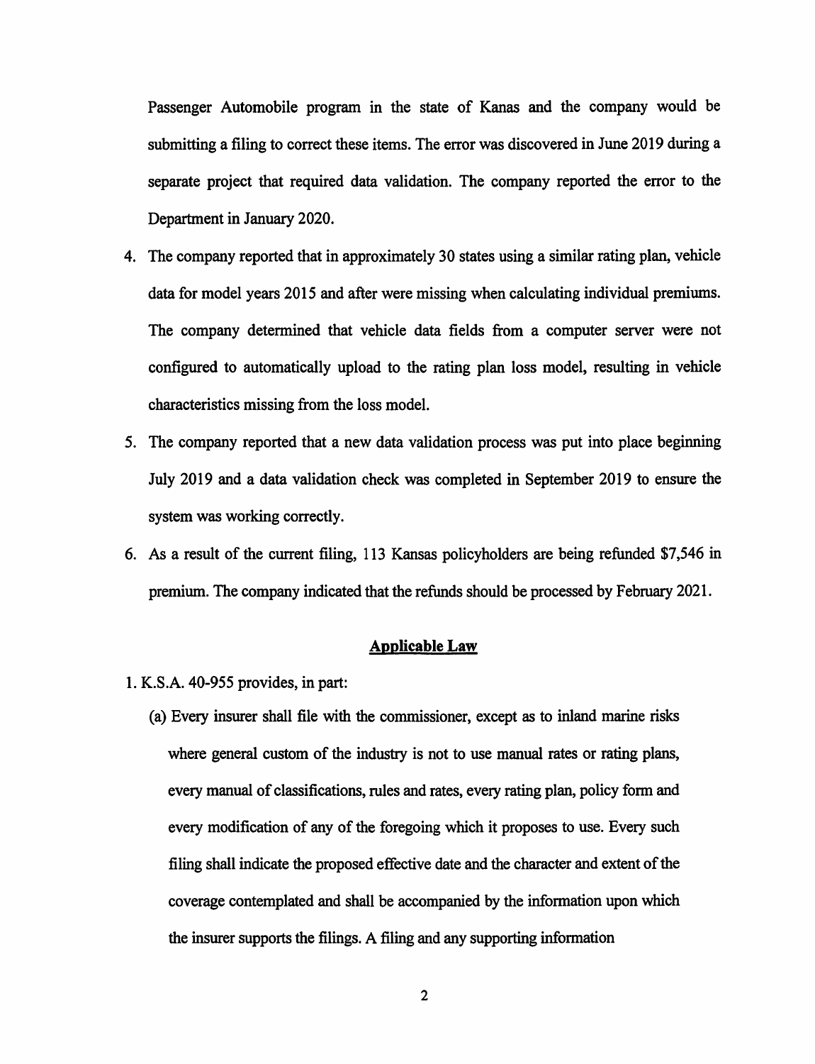Passenger Automobile program in the state of Kanas and the company would be submitting a filing to correct these items. The error was discovered in June 2019 during a separate project that required data validation. The company reported the error to the Department in January 2020.

4. The company reported that in approximately 30 states using a similar rating plan, vehicle data for model years 2015 and after were missing when calculating individual premiums. The company determined that vehicle data fields from a computer server were not configured to automatically upload to the rating plan loss model, resulting in vehicle characteristics missing from the loss model.
5. The company reported that a new data validation process was put into place beginning July 2019 and a data validation check was completed in September 2019 to ensure the system was working correctly.
6. As a result of the current filing, 113 Kansas policyholders are being refunded $7,546 in premium. The company indicated that the refunds should be processed by February 2021.

## Applicable Law

1. K.S.A. 40-955 provides, in part:

   (a) Every insurer shall file with the commissioner, except as to inland marine risks where general custom of the industry is not to use manual rates or rating plans, every manual of classifications, rules and rates, every rating plan, policy form and every modification of any of the foregoing which it proposes to use. Every such filing shall indicate the proposed effective date and the character and extent of the coverage contemplated and shall be accompanied by the information upon which the insurer supports the filings. A filing and any supporting information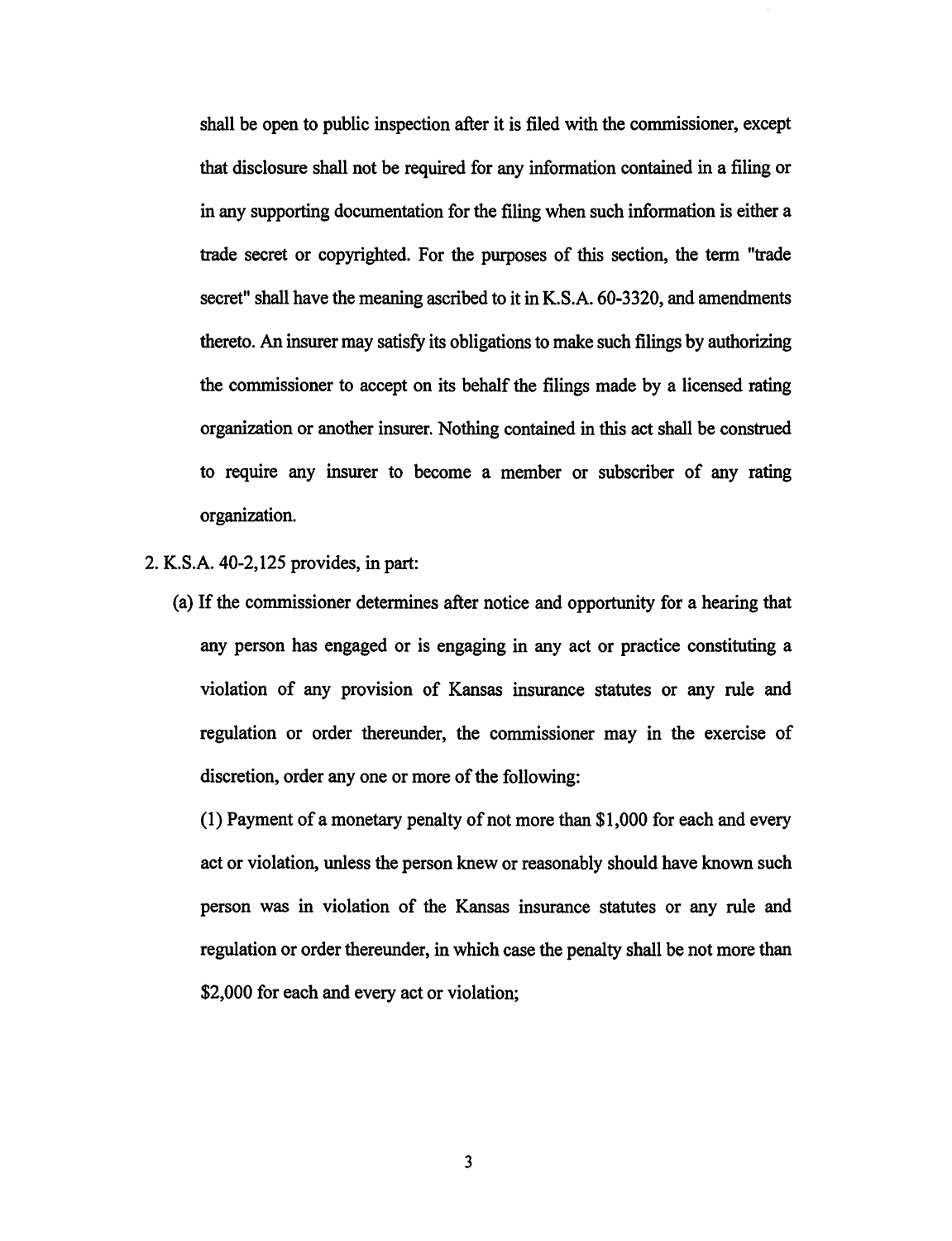shall be open to public inspection after it is filed with the commissioner, except that disclosure shall not be required for any information contained in a filing or in any supporting documentation for the filing when such information is either a trade secret or copyrighted. For the purposes of this section, the term "trade secret" shall have the meaning ascribed to it in K.S.A. 60-3320, and amendments thereto. An insurer may satisfy its obligations to make such filings by authorizing the commissioner to accept on its behalf the filings made by a licensed rating organization or another insurer. Nothing contained in this act shall be construed to require any insurer to become a member or subscriber of any rating organization.

2. K.S.A. 40-2,125 provides, in part:

   (a) If the commissioner determines after notice and opportunity for a hearing that any person has engaged or is engaging in any act or practice constituting a violation of any provision of Kansas insurance statutes or any rule and regulation or order thereunder, the commissioner may in the exercise of discretion, order any one or more of the following:

   (1) Payment of a monetary penalty of not more than $1,000 for each and every act or violation, unless the person knew or reasonably should have known such person was in violation of the Kansas insurance statutes or any rule and regulation or order thereunder, in which case the penalty shall be not more than $2,000 for each and every act or violation;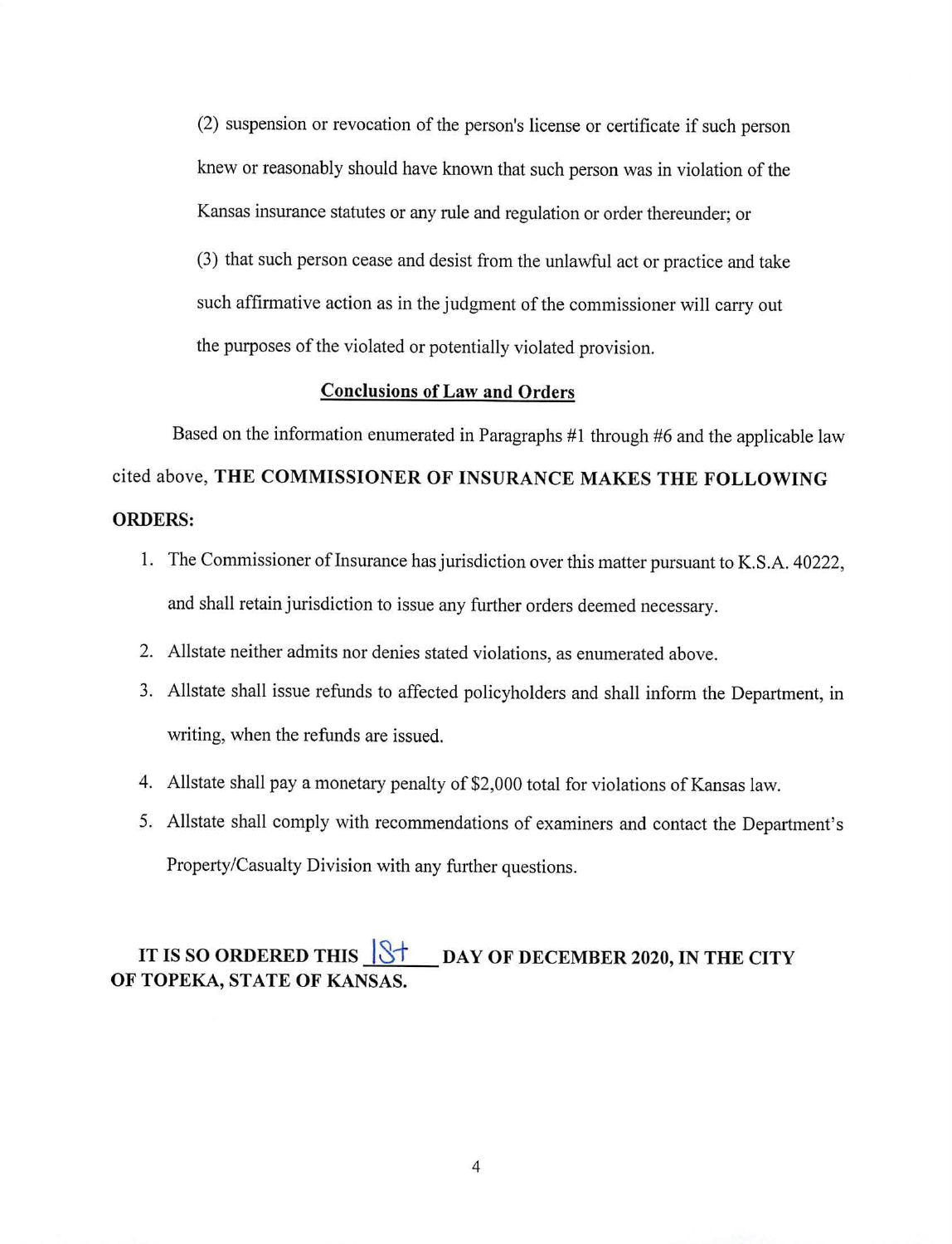(2) suspension or revocation of the person's license or certificate if such person knew or reasonably should have known that such person was in violation of the Kansas insurance statutes or any rule and regulation or order thereunder; or

(3) that such person cease and desist from the unlawful act or practice and take such affirmative action as in the judgment of the commissioner will carry out the purposes of the violated or potentially violated provision.

## Conclusions of Law and Orders

Based on the information enumerated in Paragraphs #1 through #6 and the applicable law cited above, **THE COMMISSIONER OF INSURANCE MAKES THE FOLLOWING ORDERS:**

1. The Commissioner of Insurance has jurisdiction over this matter pursuant to K.S.A. 40222, and shall retain jurisdiction to issue any further orders deemed necessary.
2. Allstate neither admits nor denies stated violations, as enumerated above.
3. Allstate shall issue refunds to affected policyholders and shall inform the Department, in writing, when the refunds are issued.
4. Allstate shall pay a monetary penalty of $2,000 total for violations of Kansas law.
5. Allstate shall comply with recommendations of examiners and contact the Department's Property/Casualty Division with any further questions.

**IT IS SO ORDERED THIS 18th DAY OF DECEMBER 2020, IN THE CITY OF TOPEKA, STATE OF KANSAS.**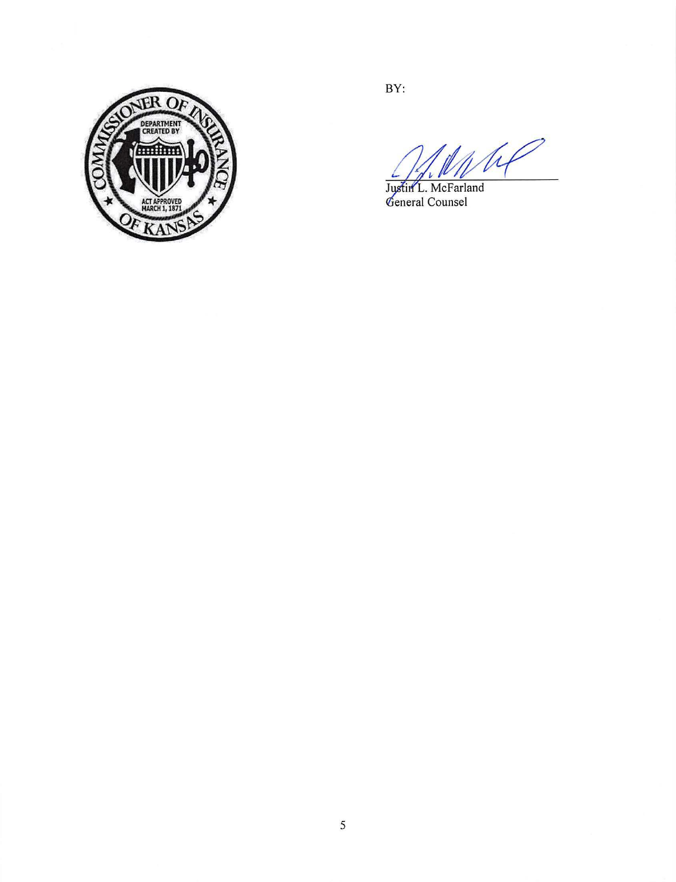BY:

Justin L. McFarland
General Counsel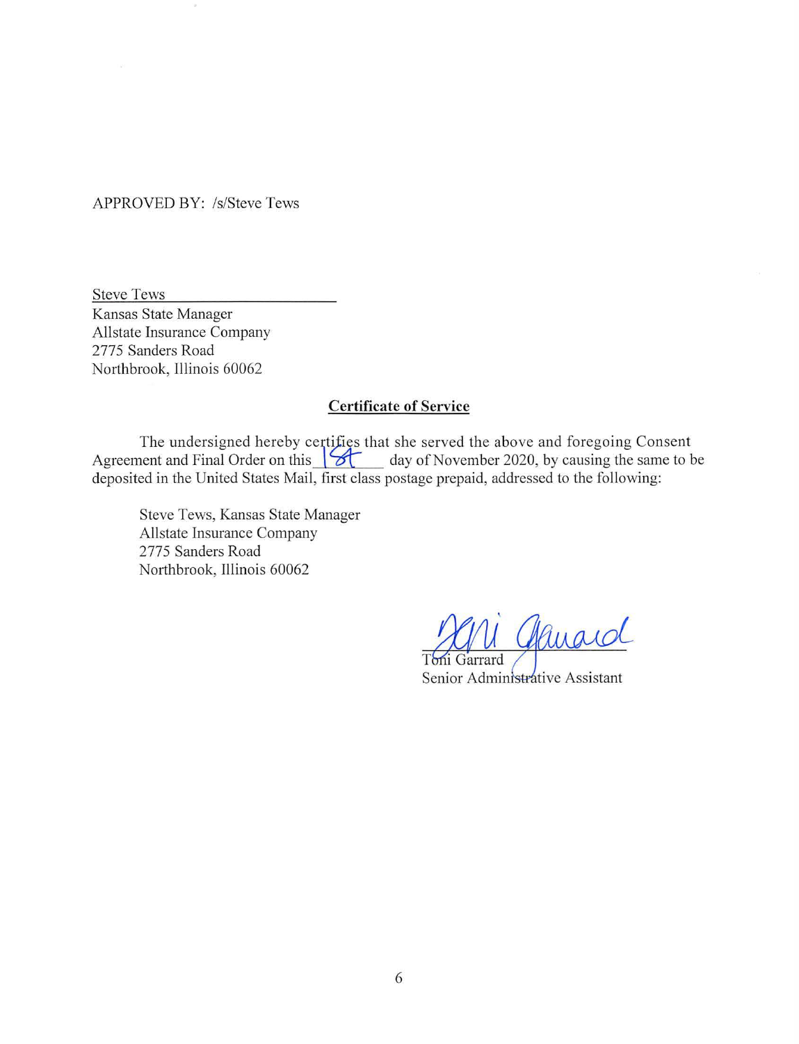APPROVED BY: /s/Steve Tews

Steve Tews
Kansas State Manager
Allstate Insurance Company
2775 Sanders Road
Northbrook, Illinois 60062

## Certificate of Service

The undersigned hereby certifies that she served the above and foregoing Consent Agreement and Final Order on this 18th day of November 2020, by causing the same to be deposited in the United States Mail, first class postage prepaid, addressed to the following:

Steve Tews, Kansas State Manager
Allstate Insurance Company
2775 Sanders Road
Northbrook, Illinois 60062

Toni Garrard
Senior Administrative Assistant